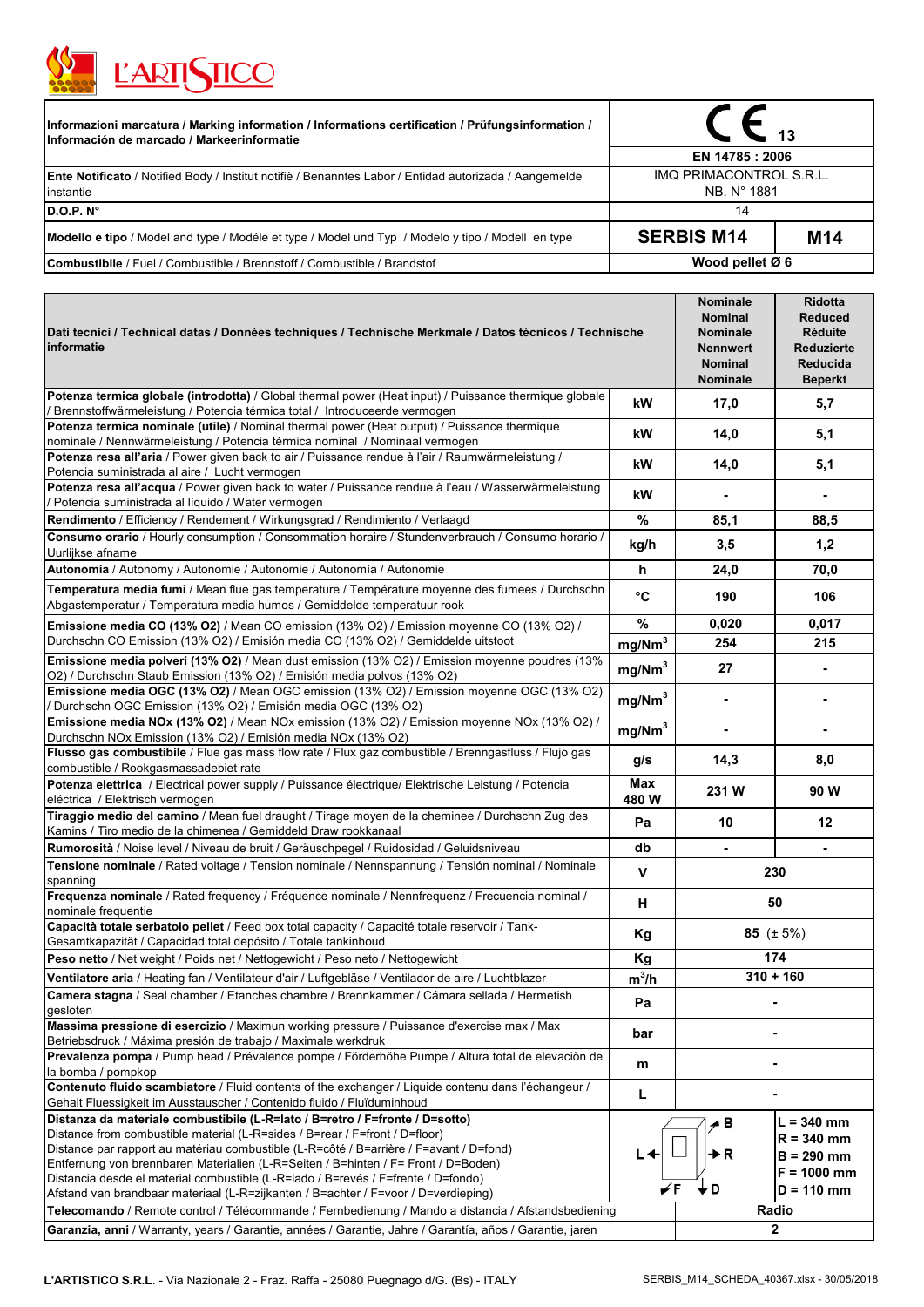# L'ARTISTICO

| Informazioni marcatura / Marking information / Informations certification / Prüfungsinformation / Información de marcado / Markeerinformatie | CE 13 | |
|---|---|---|
| | EN 14785 : 2006 | |
| **Ente Notificato** / Notified Body / Institut notifiè / Benanntes Labor / Entidad autorizada / Aangemelde instantie | IMQ PRIMACONTROL S.R.L. NB. N° 1881 | |
| **D.O.P. N°** | 14 | |
| **Modello e tipo** / Model and type / Modéle et type / Model und Typ / Modelo y tipo / Modell en type | **SERBIS M14** | **M14** |
| **Combustibile** / Fuel / Combustible / Brennstoff / Combustible / Brandstof | **Wood pellet Ø 6** | |

| **Dati tecnici / Technical datas / Données techniques / Technische Merkmale / Datos técnicos / Technische informatie** | | **Nominale Nominal Nominale Nennwert Nominal Nominale** | **Ridotta Reduced Réduite Reduzierte Reducida Beperkt** |
|---|---|---|---|
| **Potenza termica globale (introdotta)** / Global thermal power (Heat input) / Puissance thermique globale / Brennstoffwärmeleistung / Potencia térmica total / Introduceerde vermogen | kW | 17,0 | 5,7 |
| **Potenza termica nominale (utile)** / Nominal thermal power (Heat output) / Puissance thermique nominale / Nennwärmeleistung / Potencia térmica nominal / Nominaal vermogen | kW | 14,0 | 5,1 |
| **Potenza resa all'aria** / Power given back to air / Puissance rendue à l'air / Raumwärmeleistung / Potencia suministrada al aire / Lucht vermogen | kW | 14,0 | 5,1 |
| **Potenza resa all'acqua** / Power given back to water / Puissance rendue à l'eau / Wasserwärmeleistung / Potencia suministrada al líquido / Water vermogen | kW | - | - |
| **Rendimento** / Efficiency / Rendement / Wirkungsgrad / Rendimiento / Verlaagd | % | 85,1 | 88,5 |
| **Consumo orario** / Hourly consumption / Consommation horaire / Stundenverbrauch / Consumo horario / Uurlijkse afname | kg/h | 3,5 | 1,2 |
| **Autonomia** / Autonomy / Autonomie / Autonomie / Autonomía / Autonomie | h | 24,0 | 70,0 |
| **Temperatura media fumi** / Mean flue gas temperature / Température moyenne des fumees / Durchschn Abgastemperatur / Temperatura media humos / Gemiddelde temperatuur rook | °C | 190 | 106 |
| **Emissione media CO (13% O2)** / Mean CO emission (13% O2) / Emission moyenne CO (13% O2) / Durchschn CO Emission (13% O2) / Emisión media CO (13% O2) / Gemiddelde uitstoot | % | 0,020 | 0,017 |
| | $mg/Nm^3$ | 254 | 215 |
| **Emissione media polveri (13% O2)** / Mean dust emission (13% O2) / Emission moyenne poudres (13% O2) / Durchschn Staub Emission (13% O2) / Emisión media polvos (13% O2) | $mg/Nm^3$ | 27 | - |
| **Emissione media OGC (13% O2)** / Mean OGC emission (13% O2) / Emission moyenne OGC (13% O2) / Durchschn OGC Emission (13% O2) / Emisión media OGC (13% O2) | $mg/Nm^3$ | - | - |
| **Emissione media NOx (13% O2)** / Mean NOx emission (13% O2) / Emission moyenne NOx (13% O2) / Durchschn NOx Emission (13% O2) / Emisión media NOx (13% O2) | $mg/Nm^3$ | - | - |
| **Flusso gas combustibile** / Flue gas mass flow rate / Flux gaz combustible / Brenngasfluss / Flujo gas combustible / Rookgasmassadebiet rate | g/s | 14,3 | 8,0 |
| **Potenza elettrica** / Electrical power supply / Puissance électrique/ Elektrische Leistung / Potencia eléctrica / Elektrisch vermogen | Max 480 W | 231 W | 90 W |
| **Tiraggio medio del camino** / Mean fuel draught / Tirage moyen de la cheminee / Durchschn Zug des Kamins / Tiro medio de la chimenea / Gemiddeld Draw rookkanaal | Pa | 10 | 12 |
| **Rumorosità** / Noise level / Niveau de bruit / Geräuschpegel / Ruidosidad / Geluidsniveau | db | - | - |
| **Tensione nominale** / Rated voltage / Tension nominale / Nennspannung / Tensión nominal / Nominale spanning | V | 230 | |
| **Frequenza nominale** / Rated frequency / Fréquence nominale / Nennfrequenz / Frecuencia nominal / nominale frequentie | H | 50 | |
| **Capacità totale serbatoio pellet** / Feed box total capacity / Capacité totale reservoir / Tank-Gesamtkapazität / Capacidad total depósito / Totale tankinhoud | Kg | 85 (± 5%) | |
| **Peso netto** / Net weight / Poids net / Nettogewicht / Peso neto / Nettogewicht | Kg | 174 | |
| **Ventilatore aria** / Heating fan / Ventilateur d'air / Luftgebläse / Ventilador de aire / Luchtblazer | $m^3/h$ | 310 + 160 | |
| **Camera stagna** / Seal chamber / Etanches chambre / Brennkammer / Cámara sellada / Hermetish gesloten | Pa | - | |
| **Massima pressione di esercizio** / Maximun working pressure / Puissance d'exercise max / Max Betriebsdruck / Máxima presión de trabajo / Maximale werkdruk | bar | - | |
| **Prevalenza pompa** / Pump head / Prévalence pompe / Förderhöhe Pumpe / Altura total de elevaciòn de la bomba / pompkop | m | - | |
| **Contenuto fluido scambiatore** / Fluid contents of the exchanger / Liquide contenu dans l'échangeur / Gehalt Fluessigkeit im Ausstauscher / Contenido fluido / Fluïduminhoud | L | - | |
| **Distanza da materiale combustibile (L-R=lato / B=retro / F=fronte / D=sotto)** / Distance from combustible material (L-R=sides / B=rear / F=front / D=floor) / Distance par rapport au matériau combustible (L-R=côté / B=arrière / F=avant / D=fond) / Entfernung von brennbaren Materialien (L-R=Seiten / B=hinten / F= Front / D=Boden) / Distancia desde el material combustible (L-R=lado / B=revés / F=frente / D=fondo) / Afstand van brandbaar materiaal (L-R=zijkanten / B=achter / F=voor / D=verdieping) | L, R, B, F, D | | **L = 340 mm** **R = 340 mm** **B = 290 mm** **F = 1000 mm** **D = 110 mm** |
| **Telecomando** / Remote control / Télécommande / Fernbedienung / Mando a distancia / Afstandsbediening | | **Radio** | |
| **Garanzia, anni** / Warranty, years / Garantie, années / Garantie, Jahre / Garantía, años / Garantie, jaren | | **2** | |

**L'ARTISTICO S.R.L.** - Via Nazionale 2 - Fraz. Raffa - 25080 Puegnago d/G. (Bs) - ITALY

SERBIS_M14_SCHEDA_40367.xlsx - 30/05/2018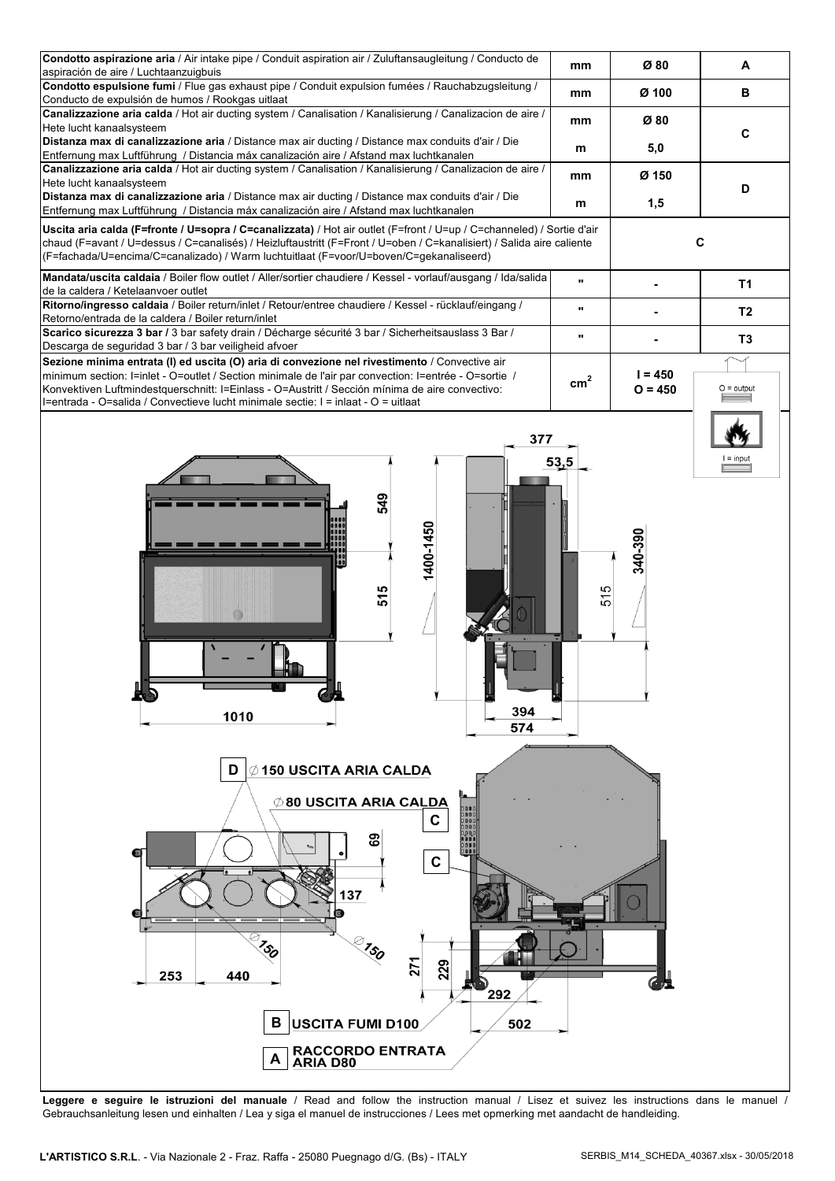| | | | |
|---|---|---|---|
| **Condotto aspirazione aria** / Air intake pipe / Conduit aspiration air / Zuluftansaugleitung / Conducto de aspiración de aire / Luchtaanzuigbuis | mm | Ø 80 | A |
| **Condotto espulsione fumi** / Flue gas exhaust pipe / Conduit expulsion fumées / Rauchabzugsleitung / Conducto de expulsión de humos / Rookgas uitlaat | mm | Ø 100 | B |
| **Canalizzazione aria calda** / Hot air ducting system / Canalisation / Kanalisierung / Canalizacion de aire / Hete lucht kanaalsysteem | mm | Ø 80 | C |
| **Distanza max di canalizzazione aria** / Distance max air ducting / Distance max conduits d'air / Die Entfernung max Luftführung / Distancia máx canalización aire / Afstand max luchtkanalen | m | 5,0 | |
| **Canalizzazione aria calda** / Hot air ducting system / Canalisation / Kanalisierung / Canalizacion de aire / Hete lucht kanaalsysteem | mm | Ø 150 | D |
| **Distanza max di canalizzazione aria** / Distance max air ducting / Distance max conduits d'air / Die Entfernung max Luftführung / Distancia máx canalización aire / Afstand max luchtkanalen | m | 1,5 | |
| **Uscita aria calda (F=fronte / U=sopra / C=canalizzata)** / Hot air outlet (F=front / U=up / C=channeled) / Sortie d'air chaud (F=avant / U=dessus / C=canalisés) / Heizluftaustritt (F=Front / U=oben / C=kanalisiert) / Salida aire caliente (F=fachada/U=encima/C=canalizado) / Warm luchtuitlaat (F=voor/U=boven/C=gekanaliseerd) | | C | |
| **Mandata/uscita caldaia** / Boiler flow outlet / Aller/sortier chaudiere / Kessel - vorlauf/ausgang / Ida/salida de la caldera / Ketelaanvoer outlet | " | - | T1 |
| **Ritorno/ingresso caldaia** / Boiler return/inlet / Retour/entree chaudiere / Kessel - rücklauf/eingang / Retorno/entrada de la caldera / Boiler return/inlet | " | - | T2 |
| **Scarico sicurezza 3 bar /** 3 bar safety drain / Décharge sécurité 3 bar / Sicherheitsauslass 3 Bar / Descarga de seguridad 3 bar / 3 bar veiligheid afvoer | " | - | T3 |
| **Sezione minima entrata (I) ed uscita (O) aria di convezione nel rivestimento** / Convective air minimum section: I=inlet - O=outlet / Section minimale de l'air par convection: I=entrée - O=sortie / Konvektiven Luftmindestquerschnitt: I=Einlass - O=Austritt / Sección mínima de aire convectivo: I=entrada - O=salida / Convectieve lucht minimale sectie: I = inlaat - O = uitlaat | $cm^2$ | I = 450<br>O = 450 | O = output / I = input |

377
53,5
549
515
1400-1450
340-390
515
1010
394
574

D Ø 150 USCITA ARIA CALDA
Ø 80 USCITA ARIA CALDA
C
C
69
137
Ø 150
Ø 150
253
440
271
229
292
502
B USCITA FUMI D100
A RACCORDO ENTRATA ARIA D80

**Leggere e seguire le istruzioni del manuale** / Read and follow the instruction manual / Lisez et suivez les instructions dans le manuel / Gebrauchsanleitung lesen und einhalten / Lea y siga el manuel de instrucciones / Lees met opmerking met aandacht de handleiding.

**L'ARTISTICO S.R.L**. - Via Nazionale 2 - Fraz. Raffa - 25080 Puegnago d/G. (Bs) - ITALY

SERBIS_M14_SCHEDA_40367.xlsx - 30/05/2018